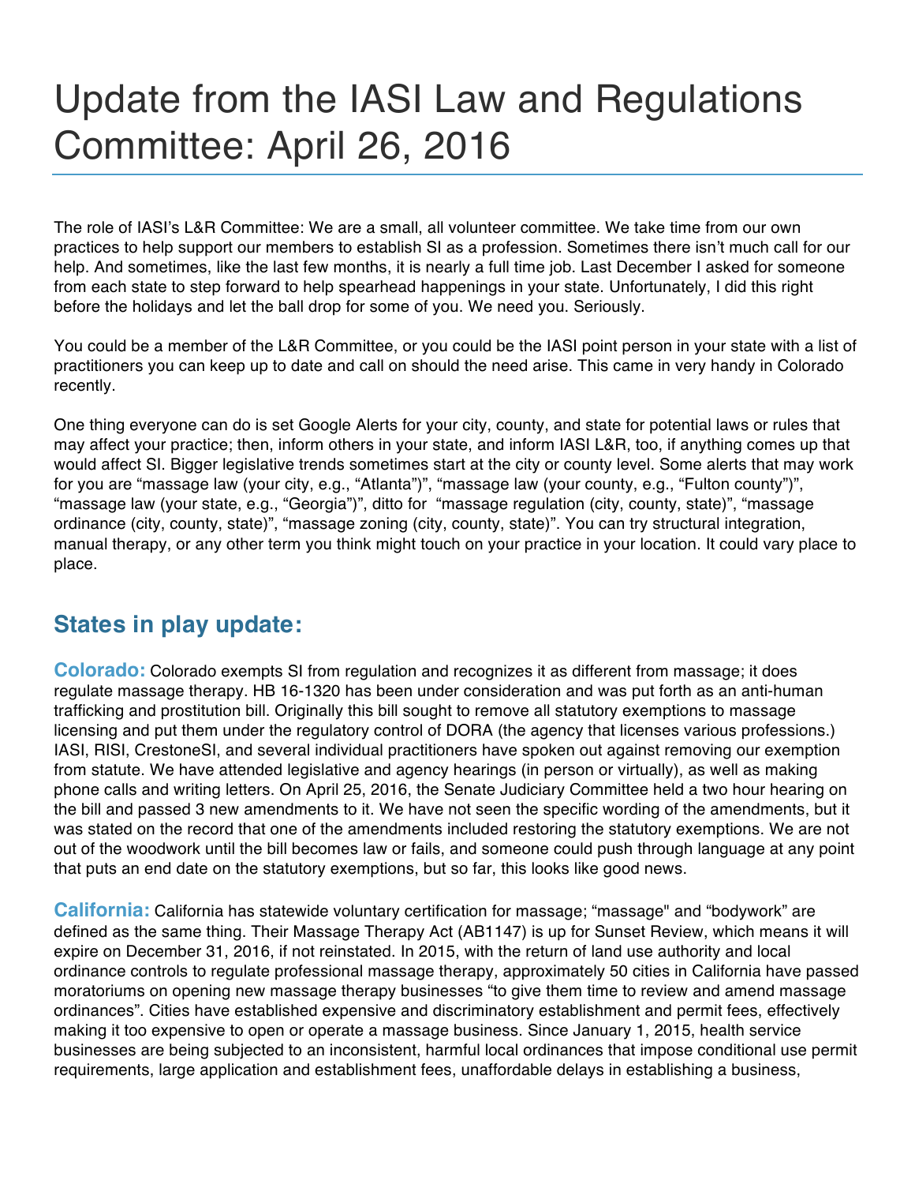# Update from the IASI Law and Regulations Committee: April 26, 2016

The role of IASI's L&R Committee: We are a small, all volunteer committee. We take time from our own practices to help support our members to establish SI as a profession. Sometimes there isn't much call for our help. And sometimes, like the last few months, it is nearly a full time job. Last December I asked for someone from each state to step forward to help spearhead happenings in your state. Unfortunately, I did this right before the holidays and let the ball drop for some of you. We need you. Seriously.

You could be a member of the L&R Committee, or you could be the IASI point person in your state with a list of practitioners you can keep up to date and call on should the need arise. This came in very handy in Colorado recently.

One thing everyone can do is set Google Alerts for your city, county, and state for potential laws or rules that may affect your practice; then, inform others in your state, and inform IASI L&R, too, if anything comes up that would affect SI. Bigger legislative trends sometimes start at the city or county level. Some alerts that may work for you are "massage law (your city, e.g., "Atlanta")", "massage law (your county, e.g., "Fulton county")", "massage law (your state, e.g., "Georgia")", ditto for "massage regulation (city, county, state)", "massage ordinance (city, county, state)", "massage zoning (city, county, state)". You can try structural integration, manual therapy, or any other term you think might touch on your practice in your location. It could vary place to place.

## States in play update:

**Colorado:** Colorado exempts SI from regulation and recognizes it as different from massage; it does regulate massage therapy. HB 16-1320 has been under consideration and was put forth as an anti-human trafficking and prostitution bill. Originally this bill sought to remove all statutory exemptions to massage licensing and put them under the regulatory control of DORA (the agency that licenses various professions.) IASI, RISI, CrestoneSI, and several individual practitioners have spoken out against removing our exemption from statute. We have attended legislative and agency hearings (in person or virtually), as well as making phone calls and writing letters. On April 25, 2016, the Senate Judiciary Committee held a two hour hearing on the bill and passed 3 new amendments to it. We have not seen the specific wording of the amendments, but it was stated on the record that one of the amendments included restoring the statutory exemptions. We are not out of the woodwork until the bill becomes law or fails, and someone could push through language at any point that puts an end date on the statutory exemptions, but so far, this looks like good news.

**California:** California has statewide voluntary certification for massage; "massage" and "bodywork" are defined as the same thing. Their Massage Therapy Act (AB1147) is up for Sunset Review, which means it will expire on December 31, 2016, if not reinstated. In 2015, with the return of land use authority and local ordinance controls to regulate professional massage therapy, approximately 50 cities in California have passed moratoriums on opening new massage therapy businesses "to give them time to review and amend massage ordinances". Cities have established expensive and discriminatory establishment and permit fees, effectively making it too expensive to open or operate a massage business. Since January 1, 2015, health service businesses are being subjected to an inconsistent, harmful local ordinances that impose conditional use permit requirements, large application and establishment fees, unaffordable delays in establishing a business,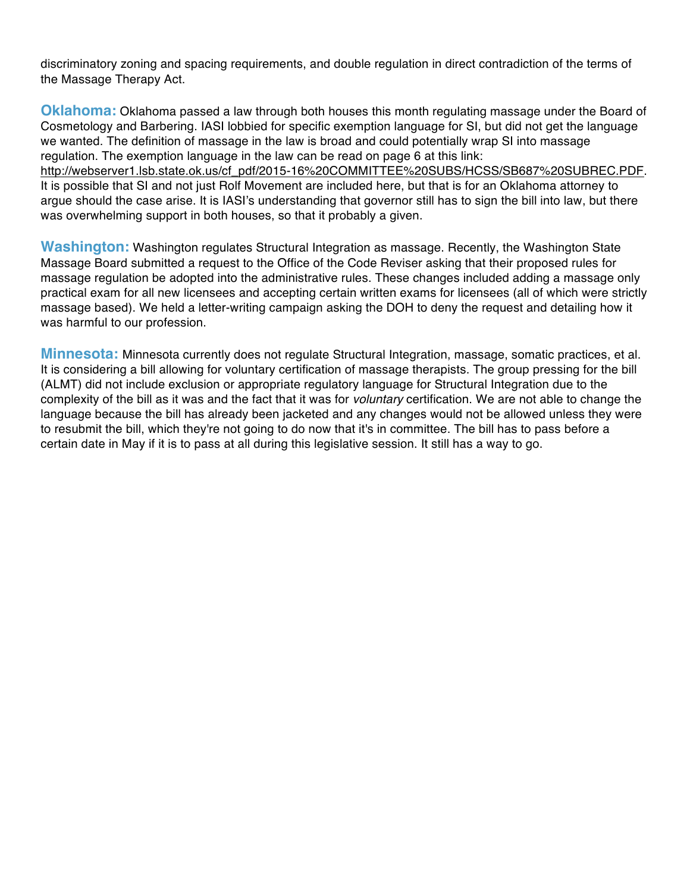discriminatory zoning and spacing requirements, and double regulation in direct contradiction of the terms of the Massage Therapy Act.

**Oklahoma:** Oklahoma passed a law through both houses this month regulating massage under the Board of Cosmetology and Barbering. IASI lobbied for specific exemption language for SI, but did not get the language we wanted. The definition of massage in the law is broad and could potentially wrap SI into massage regulation. The exemption language in the law can be read on page 6 at this link: http://webserver1.lsb.state.ok.us/cf_pdf/2015-16%20COMMITTEE%20SUBS/HCSS/SB687%20SUBREC.PDF. It is possible that SI and not just Rolf Movement are included here, but that is for an Oklahoma attorney to argue should the case arise. It is IASI's understanding that governor still has to sign the bill into law, but there was overwhelming support in both houses, so that it probably a given.

**Washington:** Washington regulates Structural Integration as massage. Recently, the Washington State Massage Board submitted a request to the Office of the Code Reviser asking that their proposed rules for massage regulation be adopted into the administrative rules. These changes included adding a massage only practical exam for all new licensees and accepting certain written exams for licensees (all of which were strictly massage based). We held a letter-writing campaign asking the DOH to deny the request and detailing how it was harmful to our profession.

**Minnesota:** Minnesota currently does not regulate Structural Integration, massage, somatic practices, et al. It is considering a bill allowing for voluntary certification of massage therapists. The group pressing for the bill (ALMT) did not include exclusion or appropriate regulatory language for Structural Integration due to the complexity of the bill as it was and the fact that it was for *voluntary* certification. We are not able to change the language because the bill has already been jacketed and any changes would not be allowed unless they were to resubmit the bill, which they're not going to do now that it's in committee. The bill has to pass before a certain date in May if it is to pass at all during this legislative session. It still has a way to go.